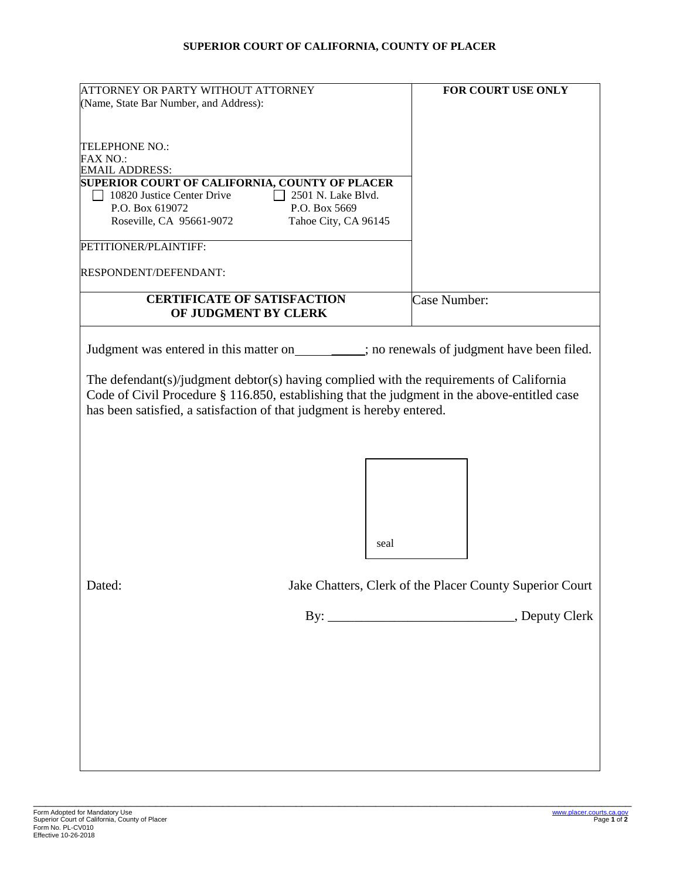**SUPERIOR COURT OF CALIFORNIA, COUNTY OF PLACER**

| ATTORNEY OR PARTY WITHOUT ATTORNEY (Name, State Bar Number, and Address): | **FOR COURT USE ONLY** |
|---|---|
| TELEPHONE NO.: FAX NO.: EMAIL ADDRESS: | |
| **SUPERIOR COURT OF CALIFORNIA, COUNTY OF PLACER** ☐ 10820 Justice Center Drive, P.O. Box 619072, Roseville, CA 95661-9072 ☐ 2501 N. Lake Blvd., P.O. Box 5669, Tahoe City, CA 96145 | |
| PETITIONER/PLAINTIFF: | |
| RESPONDENT/DEFENDANT: | |
| **CERTIFICATE OF SATISFACTION OF JUDGMENT BY CLERK** | Case Number: |

Judgment was entered in this matter on__________; no renewals of judgment have been filed.

The defendant(s)/judgment debtor(s) having complied with the requirements of California Code of Civil Procedure § 116.850, establishing that the judgment in the above-entitled case has been satisfied, a satisfaction of that judgment is hereby entered.

seal

Dated: Jake Chatters, Clerk of the Placer County Superior Court

By: ___________________________, Deputy Clerk

Form Adopted for Mandatory Use
Superior Court of California, County of Placer
Form No. PL-CV010
Effective 10-26-2018

www.placer.courts.ca.gov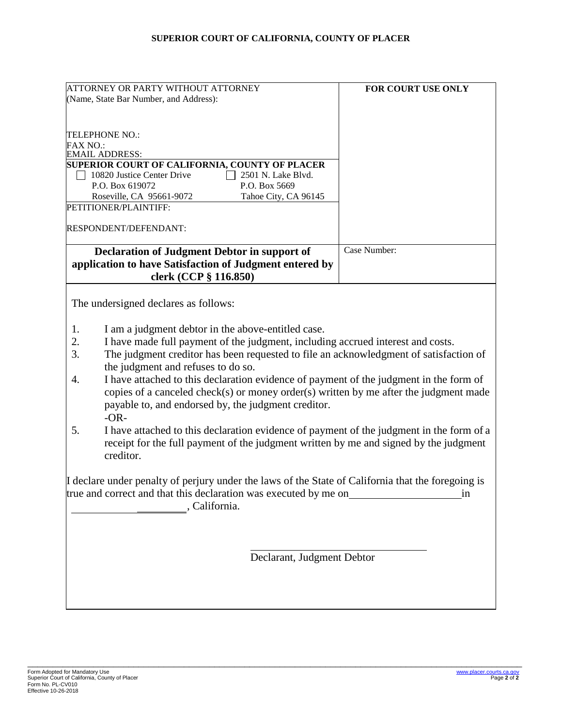# SUPERIOR COURT OF CALIFORNIA, COUNTY OF PLACER

| ATTORNEY OR PARTY WITHOUT ATTORNEY (Name, State Bar Number, and Address): | FOR COURT USE ONLY |
| --- | --- |
| TELEPHONE NO.: | |
| FAX NO.: | |
| EMAIL ADDRESS: | |
| **SUPERIOR COURT OF CALIFORNIA, COUNTY OF PLACER** | |
| ☐ 10820 Justice Center Drive, P.O. Box 619072, Roseville, CA 95661-9072 ☐ 2501 N. Lake Blvd., P.O. Box 5669, Tahoe City, CA 96145 | |
| PETITIONER/PLAINTIFF: | |
| RESPONDENT/DEFENDANT: | |
| **Declaration of Judgment Debtor in support of application to have Satisfaction of Judgment entered by clerk (CCP § 116.850)** | Case Number: |

The undersigned declares as follows:

1. I am a judgment debtor in the above-entitled case.
2. I have made full payment of the judgment, including accrued interest and costs.
3. The judgment creditor has been requested to file an acknowledgment of satisfaction of the judgment and refuses to do so.
4. I have attached to this declaration evidence of payment of the judgment in the form of copies of a canceled check(s) or money order(s) written by me after the judgment made payable to, and endorsed by, the judgment creditor.

   -OR-

5. I have attached to this declaration evidence of payment of the judgment in the form of a receipt for the full payment of the judgment written by me and signed by the judgment creditor.

I declare under penalty of perjury under the laws of the State of California that the foregoing is true and correct and that this declaration was executed by me on ____________________ in ______________________, California.

_________________________________

Declarant, Judgment Debtor

Form Adopted for Mandatory Use
Superior Court of California, County of Placer
Form No. PL-CV010
Effective 10-26-2018

www.placer.courts.ca.gov